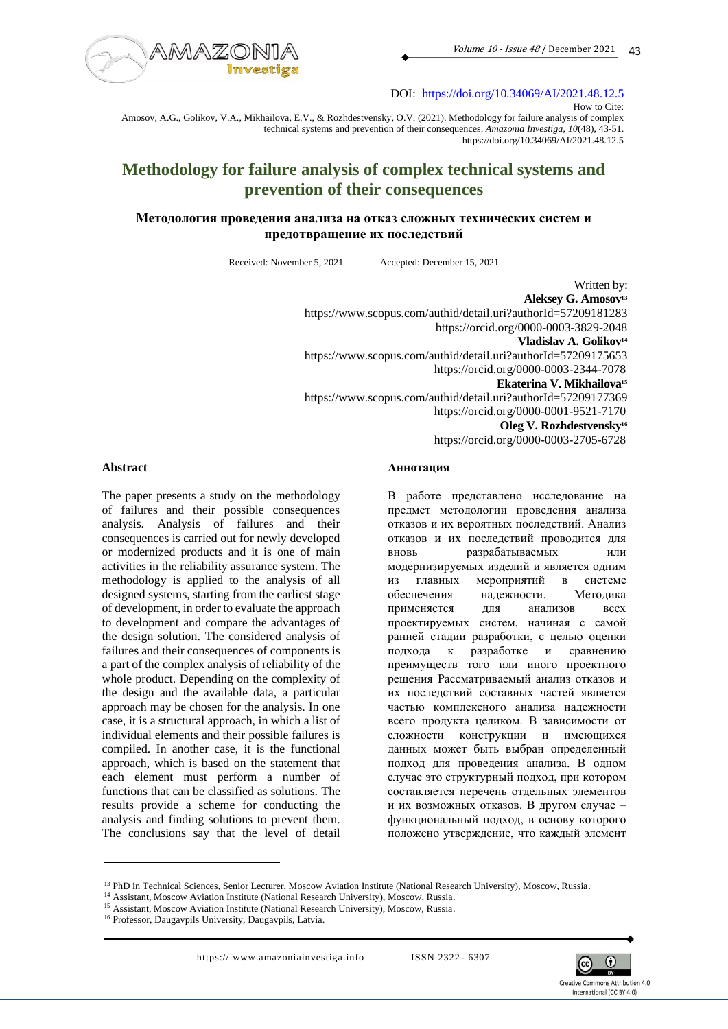DOI: https://doi.org/10.34069/AI/2021.48.12.5

How to Cite:

Amosov, A.G., Golikov, V.A., Mikhailova, E.V., & Rozhdestvensky, O.V. (2021). Methodology for failure analysis of complex technical systems and prevention of their consequences. *Amazonia Investiga*, *10*(48), 43-51. https://doi.org/10.34069/AI/2021.48.12.5

# Methodology for failure analysis of complex technical systems and prevention of their consequences

## Методология проведения анализа на отказ сложных технических систем и предотвращение их последствий

Received: November 5, 2021 Accepted: December 15, 2021

Written by:

**Aleksey G. Amosov**[13]
https://www.scopus.com/authid/detail.uri?authorId=57209181283
https://orcid.org/0000-0003-3829-2048

**Vladislav A. Golikov**[14]
https://www.scopus.com/authid/detail.uri?authorId=57209175653
https://orcid.org/0000-0003-2344-7078

**Ekaterina V. Mikhailova**[15]
https://www.scopus.com/authid/detail.uri?authorId=57209177369
https://orcid.org/0000-0001-9521-7170

**Oleg V. Rozhdestvensky**[16]
https://orcid.org/0000-0003-2705-6728

### Abstract

The paper presents a study on the methodology of failures and their possible consequences analysis. Analysis of failures and their consequences is carried out for newly developed or modernized products and it is one of main activities in the reliability assurance system. The methodology is applied to the analysis of all designed systems, starting from the earliest stage of development, in order to evaluate the approach to development and compare the advantages of the design solution. The considered analysis of failures and their consequences of components is a part of the complex analysis of reliability of the whole product. Depending on the complexity of the design and the available data, a particular approach may be chosen for the analysis. In one case, it is a structural approach, in which a list of individual elements and their possible failures is compiled. In another case, it is the functional approach, which is based on the statement that each element must perform a number of functions that can be classified as solutions. The results provide a scheme for conducting the analysis and finding solutions to prevent them. The conclusions say that the level of detail

### Аннотация

В работе представлено исследование на предмет методологии проведения анализа отказов и их вероятных последствий. Анализ отказов и их последствий проводится для вновь разрабатываемых или модернизируемых изделий и является одним из главных мероприятий в системе обеспечения надежности. Методика применяется для анализов всех проектируемых систем, начиная с самой ранней стадии разработки, с целью оценки подхода к разработке и сравнению преимуществ того или иного проектного решения Рассматриваемый анализ отказов и их последствий составных частей является частью комплексного анализа надежности всего продукта целиком. В зависимости от сложности конструкции и имеющихся данных может быть выбран определенный подход для проведения анализа. В одном случае это структурный подход, при котором составляется перечень отдельных элементов и их возможных отказов. В другом случае – функциональный подход, в основу которого положено утверждение, что каждый элемент

---

[13] PhD in Technical Sciences, Senior Lecturer, Moscow Aviation Institute (National Research University), Moscow, Russia.
[14] Assistant, Moscow Aviation Institute (National Research University), Moscow, Russia.
[15] Assistant, Moscow Aviation Institute (National Research University), Moscow, Russia.
[16] Professor, Daugavpils University, Daugavpils, Latvia.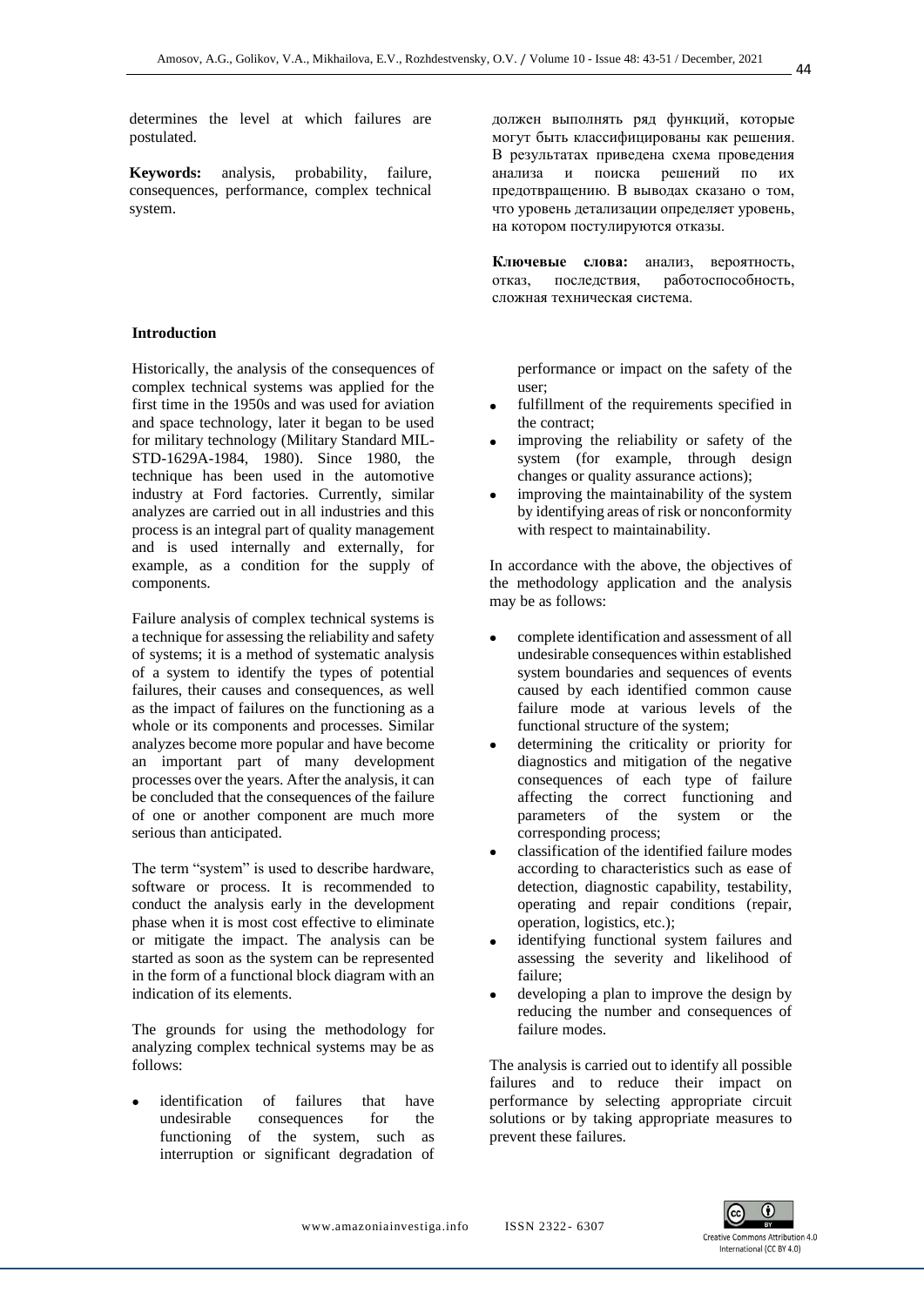determines the level at which failures are postulated.

**Keywords:** analysis, probability, failure, consequences, performance, complex technical system.

должен выполнять ряд функций, которые могут быть классифицированы как решения. В результатах приведена схема проведения анализа и поиска решений по их предотвращению. В выводах сказано о том, что уровень детализации определяет уровень, на котором постулируются отказы.

**Ключевые слова:** анализ, вероятность, отказ, последствия, работоспособность, сложная техническая система.

## Introduction

Historically, the analysis of the consequences of complex technical systems was applied for the first time in the 1950s and was used for aviation and space technology, later it began to be used for military technology (Military Standard MIL-STD-1629A-1984, 1980). Since 1980, the technique has been used in the automotive industry at Ford factories. Currently, similar analyzes are carried out in all industries and this process is an integral part of quality management and is used internally and externally, for example, as a condition for the supply of components.

Failure analysis of complex technical systems is a technique for assessing the reliability and safety of systems; it is a method of systematic analysis of a system to identify the types of potential failures, their causes and consequences, as well as the impact of failures on the functioning as a whole or its components and processes. Similar analyzes become more popular and have become an important part of many development processes over the years. After the analysis, it can be concluded that the consequences of the failure of one or another component are much more serious than anticipated.

The term "system" is used to describe hardware, software or process. It is recommended to conduct the analysis early in the development phase when it is most cost effective to eliminate or mitigate the impact. The analysis can be started as soon as the system can be represented in the form of a functional block diagram with an indication of its elements.

The grounds for using the methodology for analyzing complex technical systems may be as follows:

- identification of failures that have undesirable consequences for the functioning of the system, such as interruption or significant degradation of performance or impact on the safety of the user;
- fulfillment of the requirements specified in the contract;
- improving the reliability or safety of the system (for example, through design changes or quality assurance actions);
- improving the maintainability of the system by identifying areas of risk or nonconformity with respect to maintainability.

In accordance with the above, the objectives of the methodology application and the analysis may be as follows:

- complete identification and assessment of all undesirable consequences within established system boundaries and sequences of events caused by each identified common cause failure mode at various levels of the functional structure of the system;
- determining the criticality or priority for diagnostics and mitigation of the negative consequences of each type of failure affecting the correct functioning and parameters of the system or the corresponding process;
- classification of the identified failure modes according to characteristics such as ease of detection, diagnostic capability, testability, operating and repair conditions (repair, operation, logistics, etc.);
- identifying functional system failures and assessing the severity and likelihood of failure;
- developing a plan to improve the design by reducing the number and consequences of failure modes.

The analysis is carried out to identify all possible failures and to reduce their impact on performance by selecting appropriate circuit solutions or by taking appropriate measures to prevent these failures.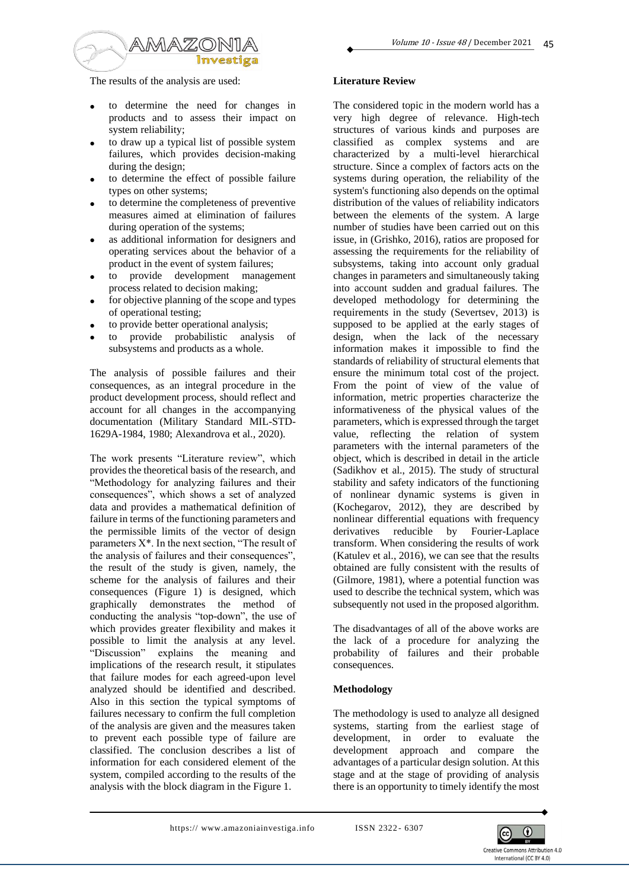The results of the analysis are used:

- to determine the need for changes in products and to assess their impact on system reliability;
- to draw up a typical list of possible system failures, which provides decision-making during the design;
- to determine the effect of possible failure types on other systems;
- to determine the completeness of preventive measures aimed at elimination of failures during operation of the systems;
- as additional information for designers and operating services about the behavior of a product in the event of system failures;
- to provide development management process related to decision making;
- for objective planning of the scope and types of operational testing;
- to provide better operational analysis;
- to provide probabilistic analysis of subsystems and products as a whole.

The analysis of possible failures and their consequences, as an integral procedure in the product development process, should reflect and account for all changes in the accompanying documentation (Military Standard MIL-STD-1629A-1984, 1980; Alexandrova et al., 2020).

The work presents "Literature review", which provides the theoretical basis of the research, and "Methodology for analyzing failures and their consequences", which shows a set of analyzed data and provides a mathematical definition of failure in terms of the functioning parameters and the permissible limits of the vector of design parameters X*. In the next section, "The result of the analysis of failures and their consequences", the result of the study is given, namely, the scheme for the analysis of failures and their consequences (Figure 1) is designed, which graphically demonstrates the method of conducting the analysis "top-down", the use of which provides greater flexibility and makes it possible to limit the analysis at any level. "Discussion" explains the meaning and implications of the research result, it stipulates that failure modes for each agreed-upon level analyzed should be identified and described. Also in this section the typical symptoms of failures necessary to confirm the full completion of the analysis are given and the measures taken to prevent each possible type of failure are classified. The conclusion describes a list of information for each considered element of the system, compiled according to the results of the analysis with the block diagram in the Figure 1.

## Literature Review

The considered topic in the modern world has a very high degree of relevance. High-tech structures of various kinds and purposes are classified as complex systems and are characterized by a multi-level hierarchical structure. Since a complex of factors acts on the systems during operation, the reliability of the system's functioning also depends on the optimal distribution of the values of reliability indicators between the elements of the system. A large number of studies have been carried out on this issue, in (Grishko, 2016), ratios are proposed for assessing the requirements for the reliability of subsystems, taking into account only gradual changes in parameters and simultaneously taking into account sudden and gradual failures. The developed methodology for determining the requirements in the study (Severtsev, 2013) is supposed to be applied at the early stages of design, when the lack of the necessary information makes it impossible to find the standards of reliability of structural elements that ensure the minimum total cost of the project. From the point of view of the value of information, metric properties characterize the informativeness of the physical values of the parameters, which is expressed through the target value, reflecting the relation of system parameters with the internal parameters of the object, which is described in detail in the article (Sadikhov et al., 2015). The study of structural stability and safety indicators of the functioning of nonlinear dynamic systems is given in (Kochegarov, 2012), they are described by nonlinear differential equations with frequency derivatives reducible by Fourier-Laplace transform. When considering the results of work (Katulev et al., 2016), we can see that the results obtained are fully consistent with the results of (Gilmore, 1981), where a potential function was used to describe the technical system, which was subsequently not used in the proposed algorithm.

The disadvantages of all of the above works are the lack of a procedure for analyzing the probability of failures and their probable consequences.

## Methodology

The methodology is used to analyze all designed systems, starting from the earliest stage of development, in order to evaluate the development approach and compare the advantages of a particular design solution. At this stage and at the stage of providing of analysis there is an opportunity to timely identify the most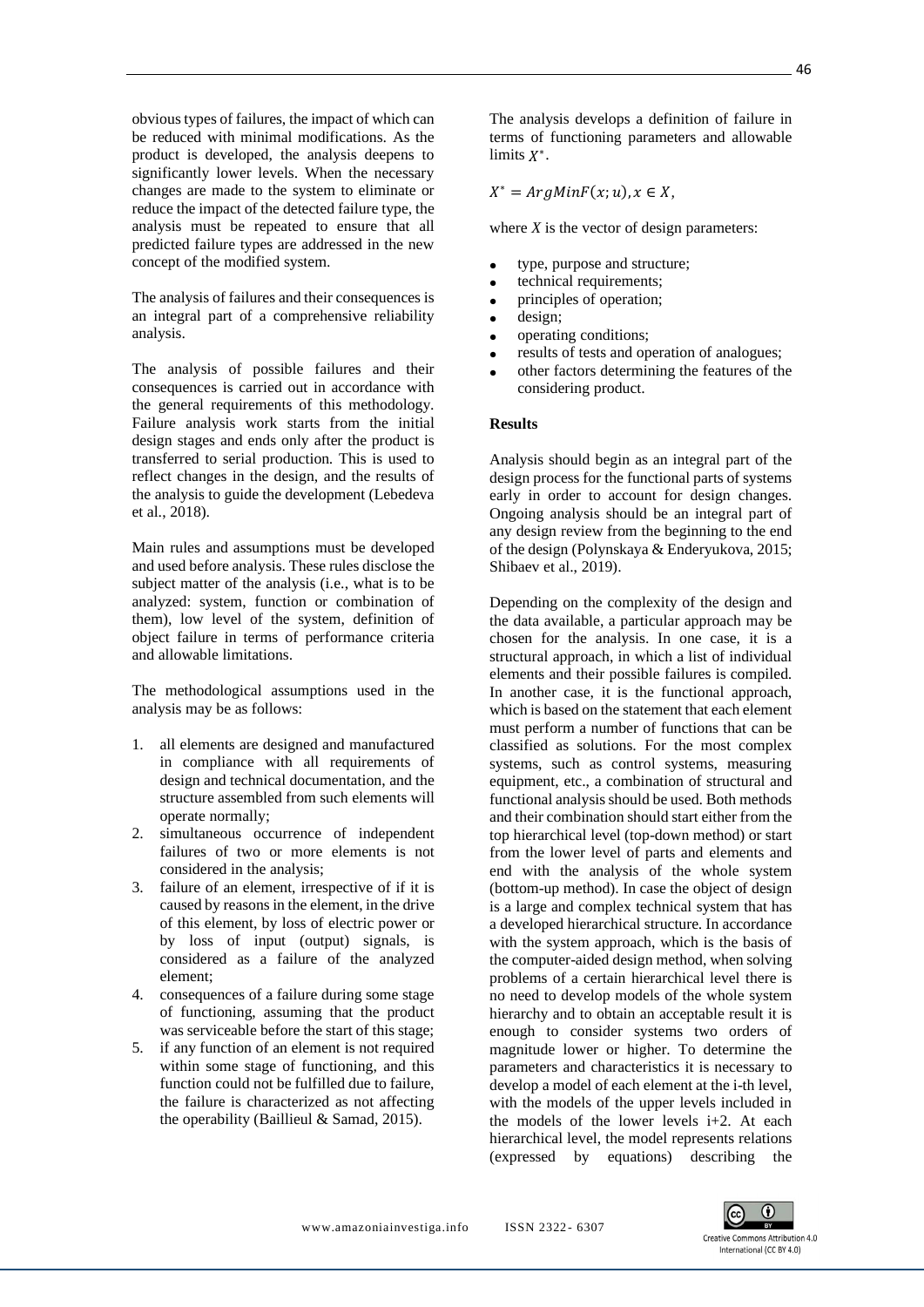obvious types of failures, the impact of which can be reduced with minimal modifications. As the product is developed, the analysis deepens to significantly lower levels. When the necessary changes are made to the system to eliminate or reduce the impact of the detected failure type, the analysis must be repeated to ensure that all predicted failure types are addressed in the new concept of the modified system.

The analysis of failures and their consequences is an integral part of a comprehensive reliability analysis.

The analysis of possible failures and their consequences is carried out in accordance with the general requirements of this methodology. Failure analysis work starts from the initial design stages and ends only after the product is transferred to serial production. This is used to reflect changes in the design, and the results of the analysis to guide the development (Lebedeva et al., 2018).

Main rules and assumptions must be developed and used before analysis. These rules disclose the subject matter of the analysis (i.e., what is to be analyzed: system, function or combination of them), low level of the system, definition of object failure in terms of performance criteria and allowable limitations.

The methodological assumptions used in the analysis may be as follows:

1. all elements are designed and manufactured in compliance with all requirements of design and technical documentation, and the structure assembled from such elements will operate normally;
2. simultaneous occurrence of independent failures of two or more elements is not considered in the analysis;
3. failure of an element, irrespective of if it is caused by reasons in the element, in the drive of this element, by loss of electric power or by loss of input (output) signals, is considered as a failure of the analyzed element;
4. consequences of a failure during some stage of functioning, assuming that the product was serviceable before the start of this stage;
5. if any function of an element is not required within some stage of functioning, and this function could not be fulfilled due to failure, the failure is characterized as not affecting the operability (Baillieul & Samad, 2015).

The analysis develops a definition of failure in terms of functioning parameters and allowable limits $X^*$.

$$X^* = ArgMinF(x;u), x \in X,$$

where *X* is the vector of design parameters:

- type, purpose and structure;
- technical requirements;
- principles of operation;
- design;
- operating conditions;
- results of tests and operation of analogues;
- other factors determining the features of the considering product.

**Results**

Analysis should begin as an integral part of the design process for the functional parts of systems early in order to account for design changes. Ongoing analysis should be an integral part of any design review from the beginning to the end of the design (Polynskaya & Enderyukova, 2015; Shibaev et al., 2019).

Depending on the complexity of the design and the data available, a particular approach may be chosen for the analysis. In one case, it is a structural approach, in which a list of individual elements and their possible failures is compiled. In another case, it is the functional approach, which is based on the statement that each element must perform a number of functions that can be classified as solutions. For the most complex systems, such as control systems, measuring equipment, etc., a combination of structural and functional analysis should be used. Both methods and their combination should start either from the top hierarchical level (top-down method) or start from the lower level of parts and elements and end with the analysis of the whole system (bottom-up method). In case the object of design is a large and complex technical system that has a developed hierarchical structure. In accordance with the system approach, which is the basis of the computer-aided design method, when solving problems of a certain hierarchical level there is no need to develop models of the whole system hierarchy and to obtain an acceptable result it is enough to consider systems two orders of magnitude lower or higher. To determine the parameters and characteristics it is necessary to develop a model of each element at the i-th level, with the models of the upper levels included in the models of the lower levels i+2. At each hierarchical level, the model represents relations (expressed by equations) describing the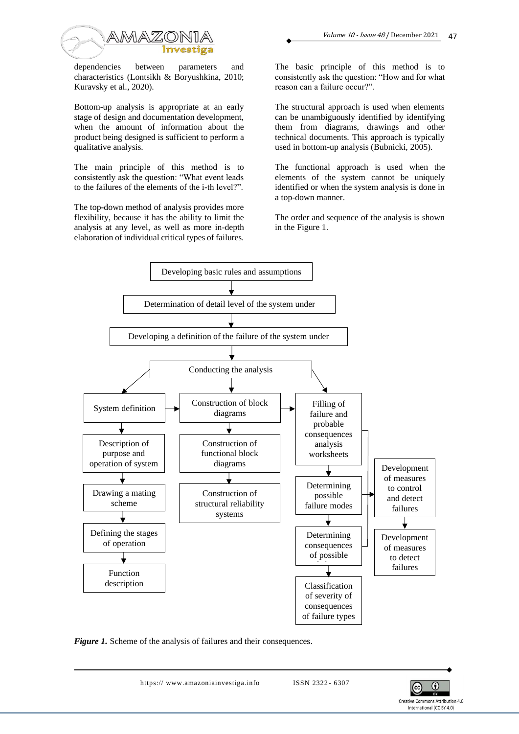dependencies between parameters and characteristics (Lontsikh & Boryushkina, 2010; Kuravsky et al., 2020).

Bottom-up analysis is appropriate at an early stage of design and documentation development, when the amount of information about the product being designed is sufficient to perform a qualitative analysis.

The main principle of this method is to consistently ask the question: "What event leads to the failures of the elements of the i-th level?".

The top-down method of analysis provides more flexibility, because it has the ability to limit the analysis at any level, as well as more in-depth elaboration of individual critical types of failures.

The basic principle of this method is to consistently ask the question: "How and for what reason can a failure occur?".

The structural approach is used when elements can be unambiguously identified by identifying them from diagrams, drawings and other technical documents. This approach is typically used in bottom-up analysis (Bubnicki, 2005).

The functional approach is used when the elements of the system cannot be uniquely identified or when the system analysis is done in a top-down manner.

The order and sequence of the analysis is shown in the Figure 1.

Developing basic rules and assumptions

Determination of detail level of the system under

Developing a definition of the failure of the system under

Conducting the analysis

System definition

Description of purpose and operation of system

Drawing a mating scheme

Defining the stages of operation

Function description

Construction of block diagrams

Construction of functional block diagrams

Construction of structural reliability systems

Filling of failure and probable consequences analysis worksheets

Determining possible failure modes

Determining consequences of possible f...

Classification of severity of consequences of failure types

Development of measures to control and detect failures

Development of measures to detect failures

***Figure 1.*** Scheme of the analysis of failures and their consequences.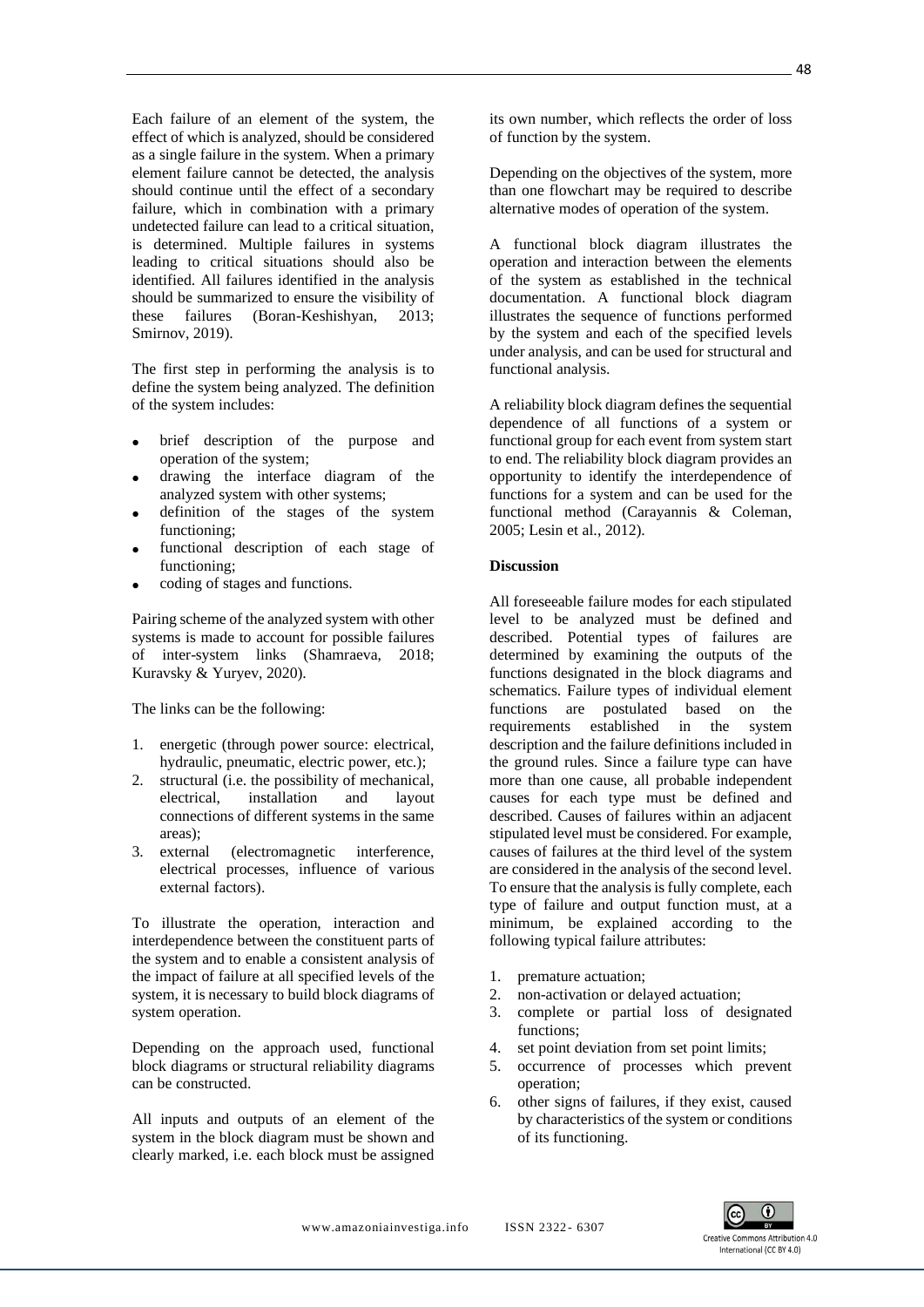Each failure of an element of the system, the effect of which is analyzed, should be considered as a single failure in the system. When a primary element failure cannot be detected, the analysis should continue until the effect of a secondary failure, which in combination with a primary undetected failure can lead to a critical situation, is determined. Multiple failures in systems leading to critical situations should also be identified. All failures identified in the analysis should be summarized to ensure the visibility of these failures (Boran-Keshishyan, 2013; Smirnov, 2019).

The first step in performing the analysis is to define the system being analyzed. The definition of the system includes:

- brief description of the purpose and operation of the system;
- drawing the interface diagram of the analyzed system with other systems;
- definition of the stages of the system functioning;
- functional description of each stage of functioning;
- coding of stages and functions.

Pairing scheme of the analyzed system with other systems is made to account for possible failures of inter-system links (Shamraeva, 2018; Kuravsky & Yuryev, 2020).

The links can be the following:

1. energetic (through power source: electrical, hydraulic, pneumatic, electric power, etc.);
2. structural (i.e. the possibility of mechanical, electrical, installation and layout connections of different systems in the same areas);
3. external (electromagnetic interference, electrical processes, influence of various external factors).

To illustrate the operation, interaction and interdependence between the constituent parts of the system and to enable a consistent analysis of the impact of failure at all specified levels of the system, it is necessary to build block diagrams of system operation.

Depending on the approach used, functional block diagrams or structural reliability diagrams can be constructed.

All inputs and outputs of an element of the system in the block diagram must be shown and clearly marked, i.e. each block must be assigned its own number, which reflects the order of loss of function by the system.

Depending on the objectives of the system, more than one flowchart may be required to describe alternative modes of operation of the system.

A functional block diagram illustrates the operation and interaction between the elements of the system as established in the technical documentation. A functional block diagram illustrates the sequence of functions performed by the system and each of the specified levels under analysis, and can be used for structural and functional analysis.

A reliability block diagram defines the sequential dependence of all functions of a system or functional group for each event from system start to end. The reliability block diagram provides an opportunity to identify the interdependence of functions for a system and can be used for the functional method (Carayannis & Coleman, 2005; Lesin et al., 2012).

## Discussion

All foreseeable failure modes for each stipulated level to be analyzed must be defined and described. Potential types of failures are determined by examining the outputs of the functions designated in the block diagrams and schematics. Failure types of individual element functions are postulated based on the requirements established in the system description and the failure definitions included in the ground rules. Since a failure type can have more than one cause, all probable independent causes for each type must be defined and described. Causes of failures within an adjacent stipulated level must be considered. For example, causes of failures at the third level of the system are considered in the analysis of the second level. To ensure that the analysis is fully complete, each type of failure and output function must, at a minimum, be explained according to the following typical failure attributes:

1. premature actuation;
2. non-activation or delayed actuation;
3. complete or partial loss of designated functions;
4. set point deviation from set point limits;
5. occurrence of processes which prevent operation;
6. other signs of failures, if they exist, caused by characteristics of the system or conditions of its functioning.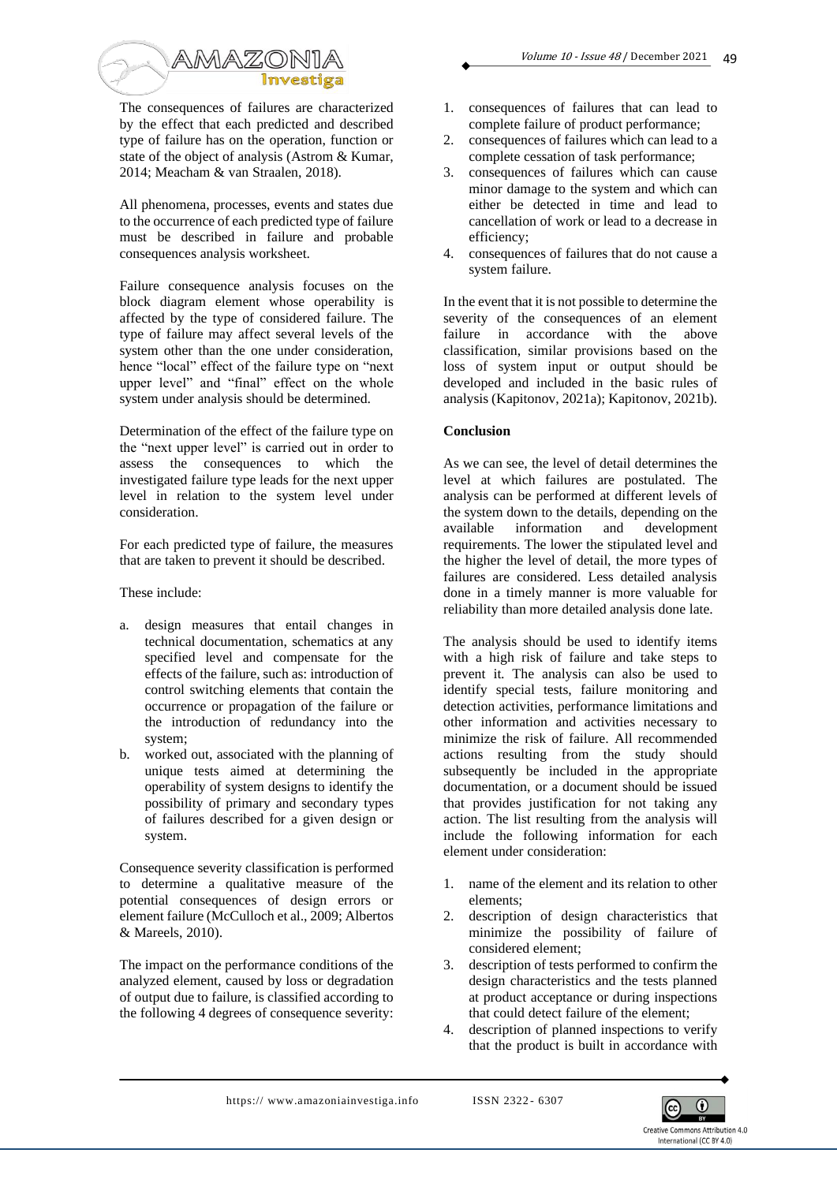The consequences of failures are characterized by the effect that each predicted and described type of failure has on the operation, function or state of the object of analysis (Astrom & Kumar, 2014; Meacham & van Straalen, 2018).

All phenomena, processes, events and states due to the occurrence of each predicted type of failure must be described in failure and probable consequences analysis worksheet.

Failure consequence analysis focuses on the block diagram element whose operability is affected by the type of considered failure. The type of failure may affect several levels of the system other than the one under consideration, hence "local" effect of the failure type on "next upper level" and "final" effect on the whole system under analysis should be determined.

Determination of the effect of the failure type on the "next upper level" is carried out in order to assess the consequences to which the investigated failure type leads for the next upper level in relation to the system level under consideration.

For each predicted type of failure, the measures that are taken to prevent it should be described.

These include:

a. design measures that entail changes in technical documentation, schematics at any specified level and compensate for the effects of the failure, such as: introduction of control switching elements that contain the occurrence or propagation of the failure or the introduction of redundancy into the system;
b. worked out, associated with the planning of unique tests aimed at determining the operability of system designs to identify the possibility of primary and secondary types of failures described for a given design or system.

Consequence severity classification is performed to determine a qualitative measure of the potential consequences of design errors or element failure (McCulloch et al., 2009; Albertos & Mareels, 2010).

The impact on the performance conditions of the analyzed element, caused by loss or degradation of output due to failure, is classified according to the following 4 degrees of consequence severity:

1. consequences of failures that can lead to complete failure of product performance;
2. consequences of failures which can lead to a complete cessation of task performance;
3. consequences of failures which can cause minor damage to the system and which can either be detected in time and lead to cancellation of work or lead to a decrease in efficiency;
4. consequences of failures that do not cause a system failure.

In the event that it is not possible to determine the severity of the consequences of an element failure in accordance with the above classification, similar provisions based on the loss of system input or output should be developed and included in the basic rules of analysis (Kapitonov, 2021a); Kapitonov, 2021b).

**Conclusion**

As we can see, the level of detail determines the level at which failures are postulated. The analysis can be performed at different levels of the system down to the details, depending on the available information and development requirements. The lower the stipulated level and the higher the level of detail, the more types of failures are considered. Less detailed analysis done in a timely manner is more valuable for reliability than more detailed analysis done late.

The analysis should be used to identify items with a high risk of failure and take steps to prevent it. The analysis can also be used to identify special tests, failure monitoring and detection activities, performance limitations and other information and activities necessary to minimize the risk of failure. All recommended actions resulting from the study should subsequently be included in the appropriate documentation, or a document should be issued that provides justification for not taking any action. The list resulting from the analysis will include the following information for each element under consideration:

1. name of the element and its relation to other elements;
2. description of design characteristics that minimize the possibility of failure of considered element;
3. description of tests performed to confirm the design characteristics and the tests planned at product acceptance or during inspections that could detect failure of the element;
4. description of planned inspections to verify that the product is built in accordance with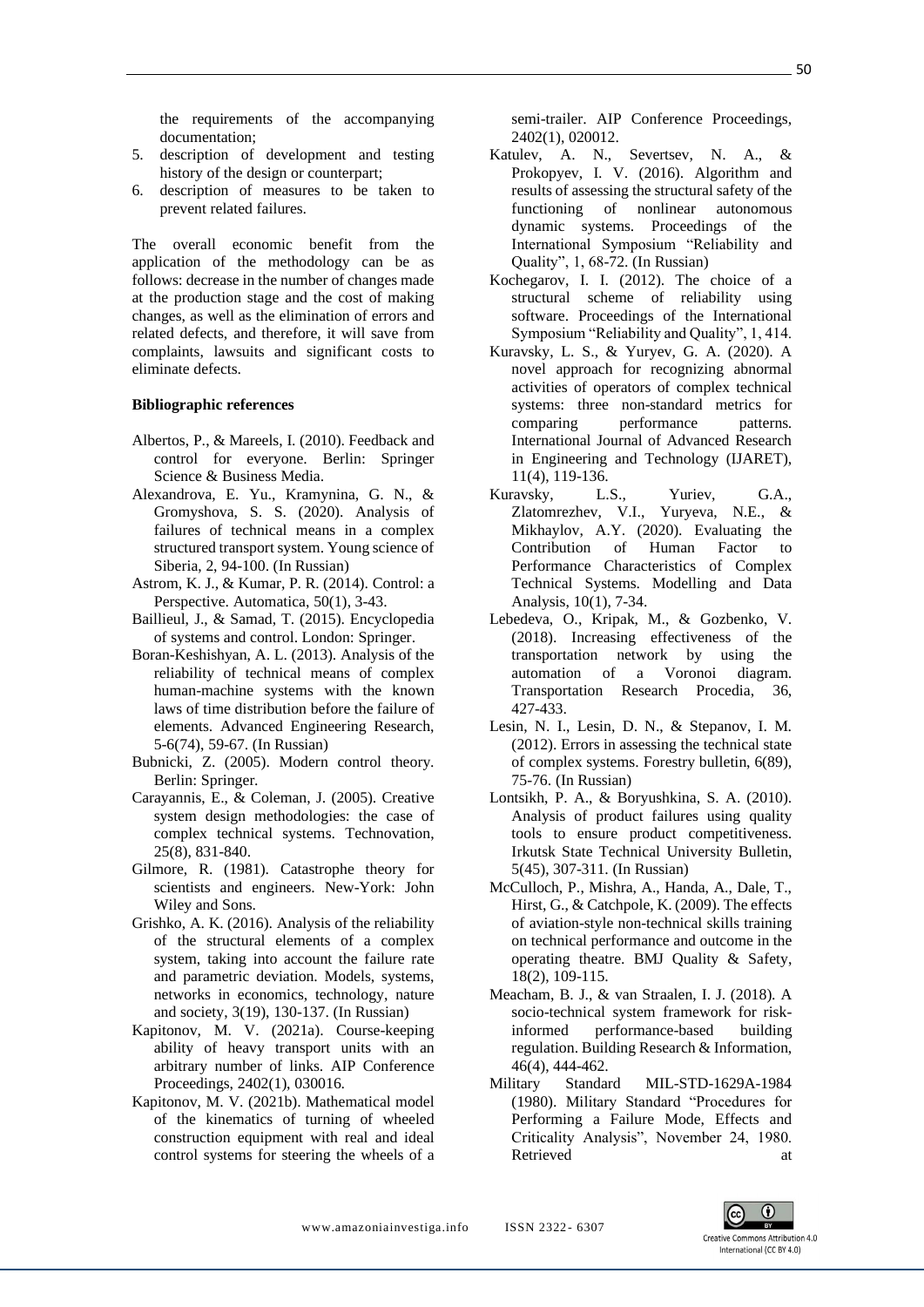the requirements of the accompanying documentation;

5. description of development and testing history of the design or counterpart;
6. description of measures to be taken to prevent related failures.

The overall economic benefit from the application of the methodology can be as follows: decrease in the number of changes made at the production stage and the cost of making changes, as well as the elimination of errors and related defects, and therefore, it will save from complaints, lawsuits and significant costs to eliminate defects.

**Bibliographic references**

Albertos, P., & Mareels, I. (2010). Feedback and control for everyone. Berlin: Springer Science & Business Media.

Alexandrova, E. Yu., Kramynina, G. N., & Gromyshova, S. S. (2020). Analysis of failures of technical means in a complex structured transport system. Young science of Siberia, 2, 94-100. (In Russian)

Astrom, K. J., & Kumar, P. R. (2014). Control: a Perspective. Automatica, 50(1), 3-43.

Baillieul, J., & Samad, T. (2015). Encyclopedia of systems and control. London: Springer.

Boran-Keshishyan, A. L. (2013). Analysis of the reliability of technical means of complex human-machine systems with the known laws of time distribution before the failure of elements. Advanced Engineering Research, 5-6(74), 59-67. (In Russian)

Bubnicki, Z. (2005). Modern control theory. Berlin: Springer.

Carayannis, E., & Coleman, J. (2005). Creative system design methodologies: the case of complex technical systems. Technovation, 25(8), 831-840.

Gilmore, R. (1981). Catastrophe theory for scientists and engineers. New-York: John Wiley and Sons.

Grishko, A. K. (2016). Analysis of the reliability of the structural elements of a complex system, taking into account the failure rate and parametric deviation. Models, systems, networks in economics, technology, nature and society, 3(19), 130-137. (In Russian)

Kapitonov, M. V. (2021a). Course-keeping ability of heavy transport units with an arbitrary number of links. AIP Conference Proceedings, 2402(1), 030016.

Kapitonov, M. V. (2021b). Mathematical model of the kinematics of turning of wheeled construction equipment with real and ideal control systems for steering the wheels of a semi-trailer. AIP Conference Proceedings, 2402(1), 020012.

Katulev, A. N., Severtsev, N. A., & Prokopyev, I. V. (2016). Algorithm and results of assessing the structural safety of the functioning of nonlinear autonomous dynamic systems. Proceedings of the International Symposium "Reliability and Quality", 1, 68-72. (In Russian)

Kochegarov, I. I. (2012). The choice of a structural scheme of reliability using software. Proceedings of the International Symposium "Reliability and Quality", 1, 414.

Kuravsky, L. S., & Yuryev, G. A. (2020). A novel approach for recognizing abnormal activities of operators of complex technical systems: three non-standard metrics for comparing performance patterns. International Journal of Advanced Research in Engineering and Technology (IJARET), 11(4), 119-136.

Kuravsky, L.S., Yuriev, G.A., Zlatomrezhev, V.I., Yuryeva, N.E., & Mikhaylov, A.Y. (2020). Evaluating the Contribution of Human Factor to Performance Characteristics of Complex Technical Systems. Modelling and Data Analysis, 10(1), 7-34.

Lebedeva, O., Kripak, M., & Gozbenko, V. (2018). Increasing effectiveness of the transportation network by using the automation of a Voronoi diagram. Transportation Research Procedia, 36, 427-433.

Lesin, N. I., Lesin, D. N., & Stepanov, I. M. (2012). Errors in assessing the technical state of complex systems. Forestry bulletin, 6(89), 75-76. (In Russian)

Lontsikh, P. A., & Boryushkina, S. A. (2010). Analysis of product failures using quality tools to ensure product competitiveness. Irkutsk State Technical University Bulletin, 5(45), 307-311. (In Russian)

McCulloch, P., Mishra, A., Handa, A., Dale, T., Hirst, G., & Catchpole, K. (2009). The effects of aviation-style non-technical skills training on technical performance and outcome in the operating theatre. BMJ Quality & Safety, 18(2), 109-115.

Meacham, B. J., & van Straalen, I. J. (2018). A socio-technical system framework for risk-informed performance-based building regulation. Building Research & Information, 46(4), 444-462.

Military Standard MIL-STD-1629A-1984 (1980). Military Standard "Procedures for Performing a Failure Mode, Effects and Criticality Analysis", November 24, 1980. Retrieved at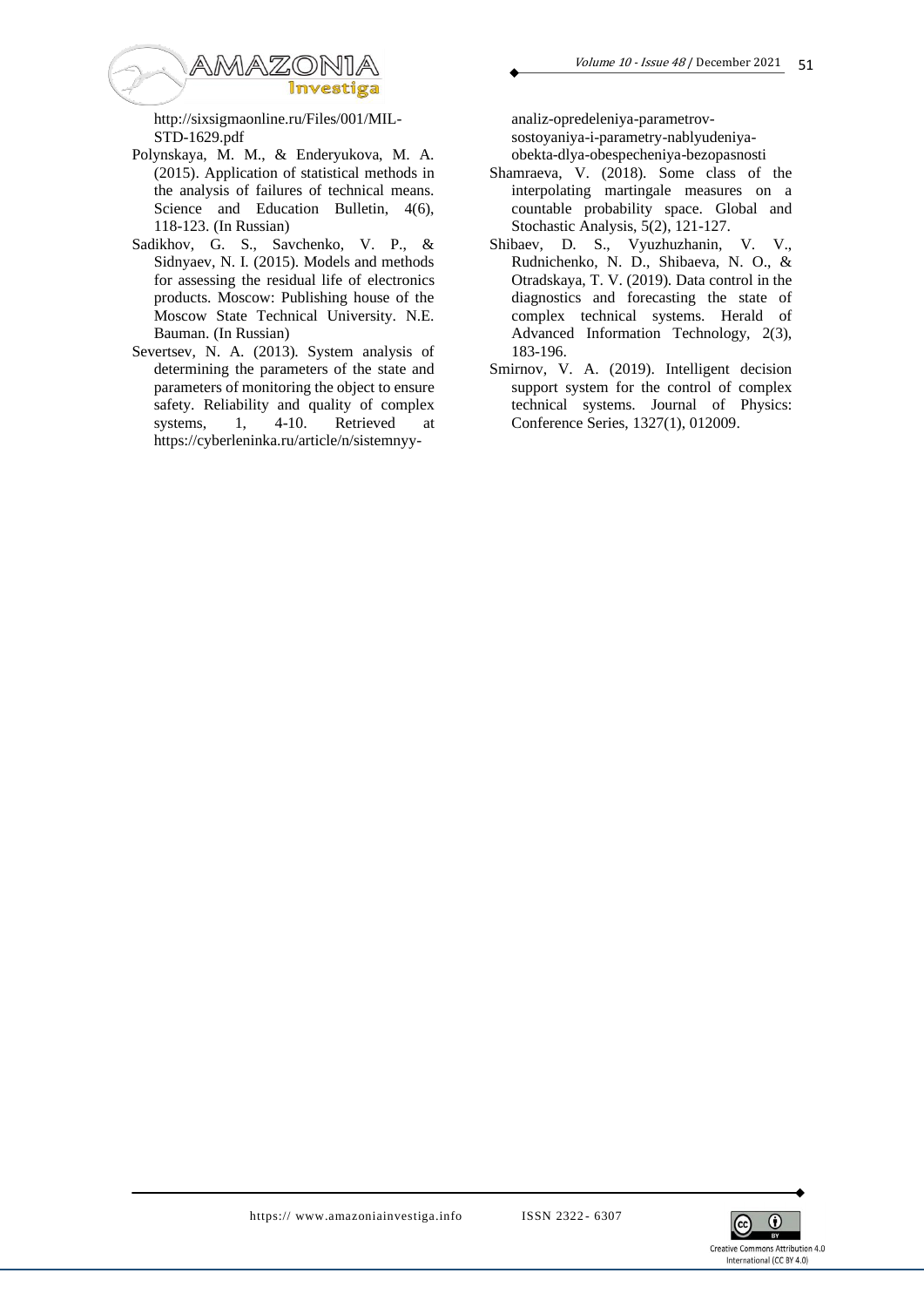http://sixsigmaonline.ru/Files/001/MIL-STD-1629.pdf

Polynskaya, M. M., & Enderyukova, M. A. (2015). Application of statistical methods in the analysis of failures of technical means. Science and Education Bulletin, 4(6), 118-123. (In Russian)

Sadikhov, G. S., Savchenko, V. P., & Sidnyaev, N. I. (2015). Models and methods for assessing the residual life of electronics products. Moscow: Publishing house of the Moscow State Technical University. N.E. Bauman. (In Russian)

Severtsev, N. A. (2013). System analysis of determining the parameters of the state and parameters of monitoring the object to ensure safety. Reliability and quality of complex systems, 1, 4-10. Retrieved at https://cyberleninka.ru/article/n/sistemnyy-analiz-opredeleniya-parametrov-sostoyaniya-i-parametry-nablyudeniya-obekta-dlya-obespecheniya-bezopasnosti

Shamraeva, V. (2018). Some class of the interpolating martingale measures on a countable probability space. Global and Stochastic Analysis, 5(2), 121-127.

Shibaev, D. S., Vyuzhuzhanin, V. V., Rudnichenko, N. D., Shibaeva, N. O., & Otradskaya, T. V. (2019). Data control in the diagnostics and forecasting the state of complex technical systems. Herald of Advanced Information Technology, 2(3), 183-196.

Smirnov, V. A. (2019). Intelligent decision support system for the control of complex technical systems. Journal of Physics: Conference Series, 1327(1), 012009.